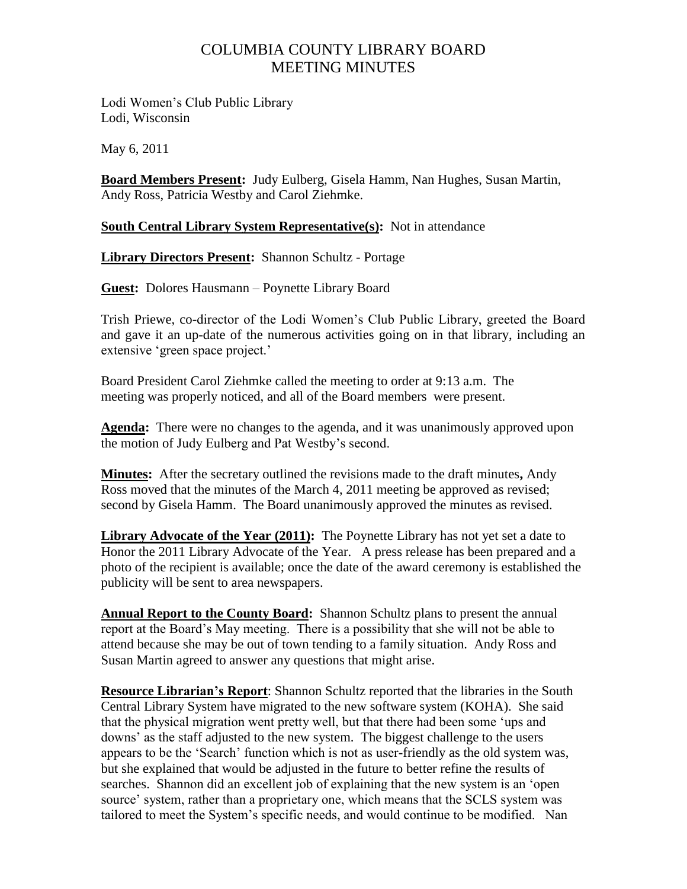# COLUMBIA COUNTY LIBRARY BOARD
# MEETING MINUTES

Lodi Women's Club Public Library
Lodi, Wisconsin

May 6, 2011

**Board Members Present:** Judy Eulberg, Gisela Hamm, Nan Hughes, Susan Martin, Andy Ross, Patricia Westby and Carol Ziehmke.

**South Central Library System Representative(s):** Not in attendance

**Library Directors Present:** Shannon Schultz - Portage

**Guest:** Dolores Hausmann – Poynette Library Board

Trish Priewe, co-director of the Lodi Women's Club Public Library, greeted the Board and gave it an up-date of the numerous activities going on in that library, including an extensive 'green space project.'

Board President Carol Ziehmke called the meeting to order at 9:13 a.m. The meeting was properly noticed, and all of the Board members were present.

**Agenda:** There were no changes to the agenda, and it was unanimously approved upon the motion of Judy Eulberg and Pat Westby's second.

**Minutes:** After the secretary outlined the revisions made to the draft minutes**,** Andy Ross moved that the minutes of the March 4, 2011 meeting be approved as revised; second by Gisela Hamm. The Board unanimously approved the minutes as revised.

**Library Advocate of the Year (2011):** The Poynette Library has not yet set a date to Honor the 2011 Library Advocate of the Year. A press release has been prepared and a photo of the recipient is available; once the date of the award ceremony is established the publicity will be sent to area newspapers.

**Annual Report to the County Board:** Shannon Schultz plans to present the annual report at the Board's May meeting. There is a possibility that she will not be able to attend because she may be out of town tending to a family situation. Andy Ross and Susan Martin agreed to answer any questions that might arise.

**Resource Librarian's Report**: Shannon Schultz reported that the libraries in the South Central Library System have migrated to the new software system (KOHA). She said that the physical migration went pretty well, but that there had been some 'ups and downs' as the staff adjusted to the new system. The biggest challenge to the users appears to be the 'Search' function which is not as user-friendly as the old system was, but she explained that would be adjusted in the future to better refine the results of searches. Shannon did an excellent job of explaining that the new system is an 'open source' system, rather than a proprietary one, which means that the SCLS system was tailored to meet the System's specific needs, and would continue to be modified. Nan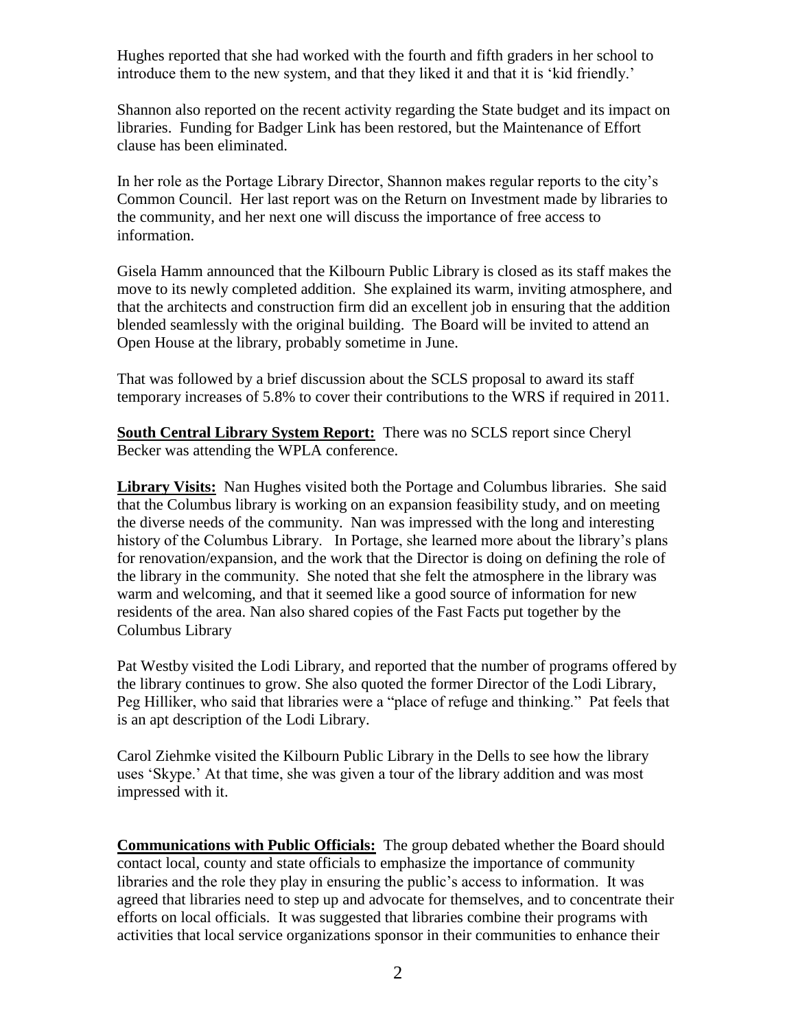Hughes reported that she had worked with the fourth and fifth graders in her school to introduce them to the new system, and that they liked it and that it is 'kid friendly.'

Shannon also reported on the recent activity regarding the State budget and its impact on libraries. Funding for Badger Link has been restored, but the Maintenance of Effort clause has been eliminated.

In her role as the Portage Library Director, Shannon makes regular reports to the city's Common Council. Her last report was on the Return on Investment made by libraries to the community, and her next one will discuss the importance of free access to information.

Gisela Hamm announced that the Kilbourn Public Library is closed as its staff makes the move to its newly completed addition. She explained its warm, inviting atmosphere, and that the architects and construction firm did an excellent job in ensuring that the addition blended seamlessly with the original building. The Board will be invited to attend an Open House at the library, probably sometime in June.

That was followed by a brief discussion about the SCLS proposal to award its staff temporary increases of 5.8% to cover their contributions to the WRS if required in 2011.

**South Central Library System Report:** There was no SCLS report since Cheryl Becker was attending the WPLA conference.

**Library Visits:** Nan Hughes visited both the Portage and Columbus libraries. She said that the Columbus library is working on an expansion feasibility study, and on meeting the diverse needs of the community. Nan was impressed with the long and interesting history of the Columbus Library. In Portage, she learned more about the library's plans for renovation/expansion, and the work that the Director is doing on defining the role of the library in the community. She noted that she felt the atmosphere in the library was warm and welcoming, and that it seemed like a good source of information for new residents of the area. Nan also shared copies of the Fast Facts put together by the Columbus Library

Pat Westby visited the Lodi Library, and reported that the number of programs offered by the library continues to grow. She also quoted the former Director of the Lodi Library, Peg Hilliker, who said that libraries were a "place of refuge and thinking." Pat feels that is an apt description of the Lodi Library.

Carol Ziehmke visited the Kilbourn Public Library in the Dells to see how the library uses 'Skype.' At that time, she was given a tour of the library addition and was most impressed with it.

**Communications with Public Officials:** The group debated whether the Board should contact local, county and state officials to emphasize the importance of community libraries and the role they play in ensuring the public's access to information. It was agreed that libraries need to step up and advocate for themselves, and to concentrate their efforts on local officials. It was suggested that libraries combine their programs with activities that local service organizations sponsor in their communities to enhance their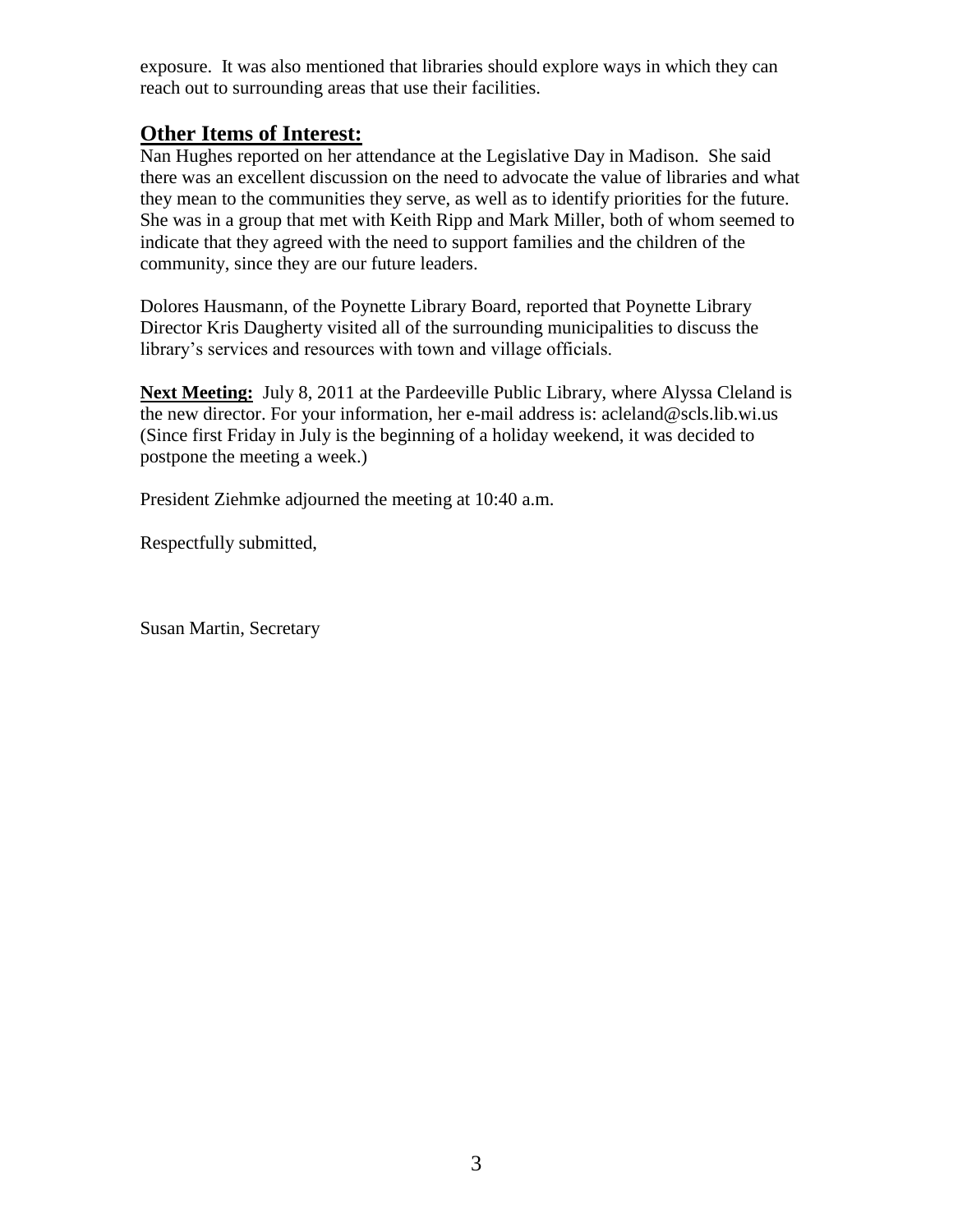exposure. It was also mentioned that libraries should explore ways in which they can reach out to surrounding areas that use their facilities.

## Other Items of Interest:

Nan Hughes reported on her attendance at the Legislative Day in Madison. She said there was an excellent discussion on the need to advocate the value of libraries and what they mean to the communities they serve, as well as to identify priorities for the future. She was in a group that met with Keith Ripp and Mark Miller, both of whom seemed to indicate that they agreed with the need to support families and the children of the community, since they are our future leaders.

Dolores Hausmann, of the Poynette Library Board, reported that Poynette Library Director Kris Daugherty visited all of the surrounding municipalities to discuss the library's services and resources with town and village officials.

**Next Meeting:** July 8, 2011 at the Pardeeville Public Library, where Alyssa Cleland is the new director. For your information, her e-mail address is: acleland@scls.lib.wi.us (Since first Friday in July is the beginning of a holiday weekend, it was decided to postpone the meeting a week.)

President Ziehmke adjourned the meeting at 10:40 a.m.

Respectfully submitted,

Susan Martin, Secretary